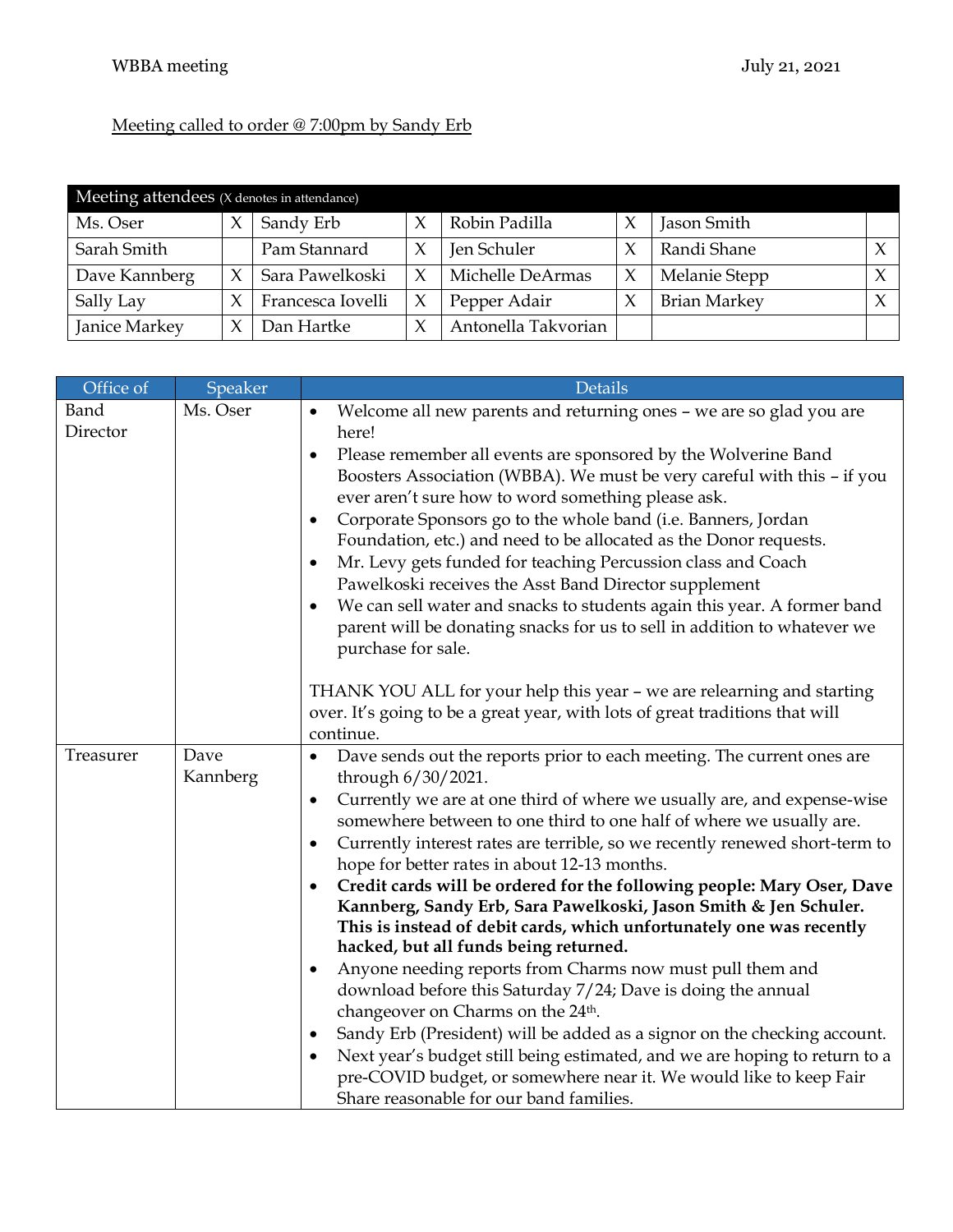WBBA meeting July 21, 2021

Meeting called to order @ 7:00pm by Sandy Erb

| Meeting attendees (X denotes in attendance) | | | | | | | |
|---|---|---|---|---|---|---|---|
| Ms. Oser | X | Sandy Erb | X | Robin Padilla | X | Jason Smith | |
| Sarah Smith | | Pam Stannard | X | Jen Schuler | X | Randi Shane | X |
| Dave Kannberg | X | Sara Pawelkoski | X | Michelle DeArmas | X | Melanie Stepp | X |
| Sally Lay | X | Francesca Iovelli | X | Pepper Adair | X | Brian Markey | X |
| Janice Markey | X | Dan Hartke | X | Antonella Takvorian | | | |

| Office of | Speaker | Details |
|---|---|---|
| Band Director | Ms. Oser | • Welcome all new parents and returning ones – we are so glad you are here!<br>• Please remember all events are sponsored by the Wolverine Band Boosters Association (WBBA). We must be very careful with this – if you ever aren't sure how to word something please ask.<br>• Corporate Sponsors go to the whole band (i.e. Banners, Jordan Foundation, etc.) and need to be allocated as the Donor requests.<br>• Mr. Levy gets funded for teaching Percussion class and Coach Pawelkoski receives the Asst Band Director supplement<br>• We can sell water and snacks to students again this year. A former band parent will be donating snacks for us to sell in addition to whatever we purchase for sale.<br><br>THANK YOU ALL for your help this year – we are relearning and starting over. It's going to be a great year, with lots of great traditions that will continue. |
| Treasurer | Dave Kannberg | • Dave sends out the reports prior to each meeting. The current ones are through 6/30/2021.<br>• Currently we are at one third of where we usually are, and expense-wise somewhere between to one third to one half of where we usually are.<br>• Currently interest rates are terrible, so we recently renewed short-term to hope for better rates in about 12-13 months.<br>• **Credit cards will be ordered for the following people: Mary Oser, Dave Kannberg, Sandy Erb, Sara Pawelkoski, Jason Smith & Jen Schuler. This is instead of debit cards, which unfortunately one was recently hacked, but all funds being returned.**<br>• Anyone needing reports from Charms now must pull them and download before this Saturday 7/24; Dave is doing the annual changeover on Charms on the 24th.<br>• Sandy Erb (President) will be added as a signor on the checking account.<br>• Next year's budget still being estimated, and we are hoping to return to a pre-COVID budget, or somewhere near it. We would like to keep Fair Share reasonable for our band families. |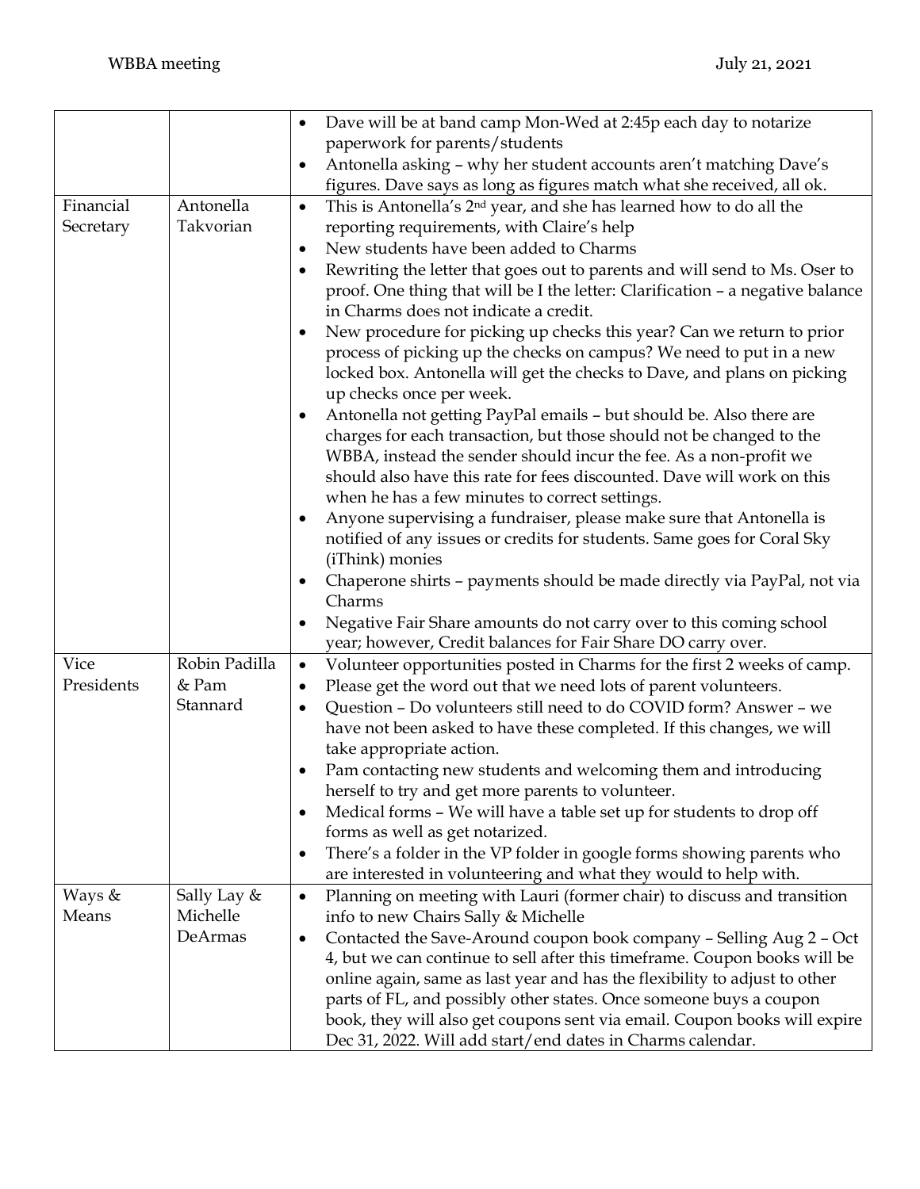| | | |
|---|---|---|
| | | • Dave will be at band camp Mon-Wed at 2:45p each day to notarize paperwork for parents/students<br>• Antonella asking – why her student accounts aren't matching Dave's figures. Dave says as long as figures match what she received, all ok. |
| Financial Secretary | Antonella Takvorian | • This is Antonella's 2nd year, and she has learned how to do all the reporting requirements, with Claire's help<br>• New students have been added to Charms<br>• Rewriting the letter that goes out to parents and will send to Ms. Oser to proof. One thing that will be I the letter: Clarification – a negative balance in Charms does not indicate a credit.<br>• New procedure for picking up checks this year? Can we return to prior process of picking up the checks on campus? We need to put in a new locked box. Antonella will get the checks to Dave, and plans on picking up checks once per week.<br>• Antonella not getting PayPal emails – but should be. Also there are charges for each transaction, but those should not be changed to the WBBA, instead the sender should incur the fee. As a non-profit we should also have this rate for fees discounted. Dave will work on this when he has a few minutes to correct settings.<br>• Anyone supervising a fundraiser, please make sure that Antonella is notified of any issues or credits for students. Same goes for Coral Sky (iThink) monies<br>• Chaperone shirts – payments should be made directly via PayPal, not via Charms<br>• Negative Fair Share amounts do not carry over to this coming school year; however, Credit balances for Fair Share DO carry over. |
| Vice Presidents | Robin Padilla & Pam Stannard | • Volunteer opportunities posted in Charms for the first 2 weeks of camp.<br>• Please get the word out that we need lots of parent volunteers.<br>• Question – Do volunteers still need to do COVID form? Answer – we have not been asked to have these completed. If this changes, we will take appropriate action.<br>• Pam contacting new students and welcoming them and introducing herself to try and get more parents to volunteer.<br>• Medical forms – We will have a table set up for students to drop off forms as well as get notarized.<br>• There's a folder in the VP folder in google forms showing parents who are interested in volunteering and what they would to help with. |
| Ways & Means | Sally Lay & Michelle DeArmas | • Planning on meeting with Lauri (former chair) to discuss and transition info to new Chairs Sally & Michelle<br>• Contacted the Save-Around coupon book company – Selling Aug 2 – Oct 4, but we can continue to sell after this timeframe. Coupon books will be online again, same as last year and has the flexibility to adjust to other parts of FL, and possibly other states. Once someone buys a coupon book, they will also get coupons sent via email. Coupon books will expire Dec 31, 2022. Will add start/end dates in Charms calendar. |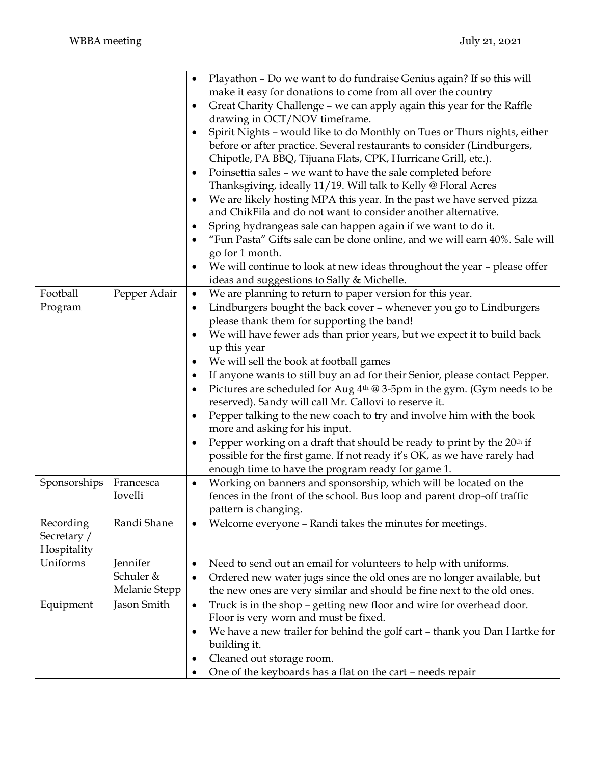| | | |
|---|---|---|
| | | • Playathon – Do we want to do fundraise Genius again? If so this will make it easy for donations to come from all over the country<br>• Great Charity Challenge – we can apply again this year for the Raffle drawing in OCT/NOV timeframe.<br>• Spirit Nights – would like to do Monthly on Tues or Thurs nights, either before or after practice. Several restaurants to consider (Lindburgers, Chipotle, PA BBQ, Tijuana Flats, CPK, Hurricane Grill, etc.).<br>• Poinsettia sales – we want to have the sale completed before Thanksgiving, ideally 11/19. Will talk to Kelly @ Floral Acres<br>• We are likely hosting MPA this year. In the past we have served pizza and ChikFila and do not want to consider another alternative.<br>• Spring hydrangeas sale can happen again if we want to do it.<br>• "Fun Pasta" Gifts sale can be done online, and we will earn 40%. Sale will go for 1 month.<br>• We will continue to look at new ideas throughout the year – please offer ideas and suggestions to Sally & Michelle. |
| Football Program | Pepper Adair | • We are planning to return to paper version for this year.<br>• Lindburgers bought the back cover – whenever you go to Lindburgers please thank them for supporting the band!<br>• We will have fewer ads than prior years, but we expect it to build back up this year<br>• We will sell the book at football games<br>• If anyone wants to still buy an ad for their Senior, please contact Pepper.<br>• Pictures are scheduled for Aug 4th @ 3-5pm in the gym. (Gym needs to be reserved). Sandy will call Mr. Callovi to reserve it.<br>• Pepper talking to the new coach to try and involve him with the book more and asking for his input.<br>• Pepper working on a draft that should be ready to print by the 20th if possible for the first game. If not ready it's OK, as we have rarely had enough time to have the program ready for game 1. |
| Sponsorships | Francesca Iovelli | • Working on banners and sponsorship, which will be located on the fences in the front of the school. Bus loop and parent drop-off traffic pattern is changing. |
| Recording Secretary / Hospitality | Randi Shane | • Welcome everyone – Randi takes the minutes for meetings. |
| Uniforms | Jennifer Schuler & Melanie Stepp | • Need to send out an email for volunteers to help with uniforms.<br>• Ordered new water jugs since the old ones are no longer available, but the new ones are very similar and should be fine next to the old ones. |
| Equipment | Jason Smith | • Truck is in the shop – getting new floor and wire for overhead door. Floor is very worn and must be fixed.<br>• We have a new trailer for behind the golf cart – thank you Dan Hartke for building it.<br>• Cleaned out storage room.<br>• One of the keyboards has a flat on the cart – needs repair |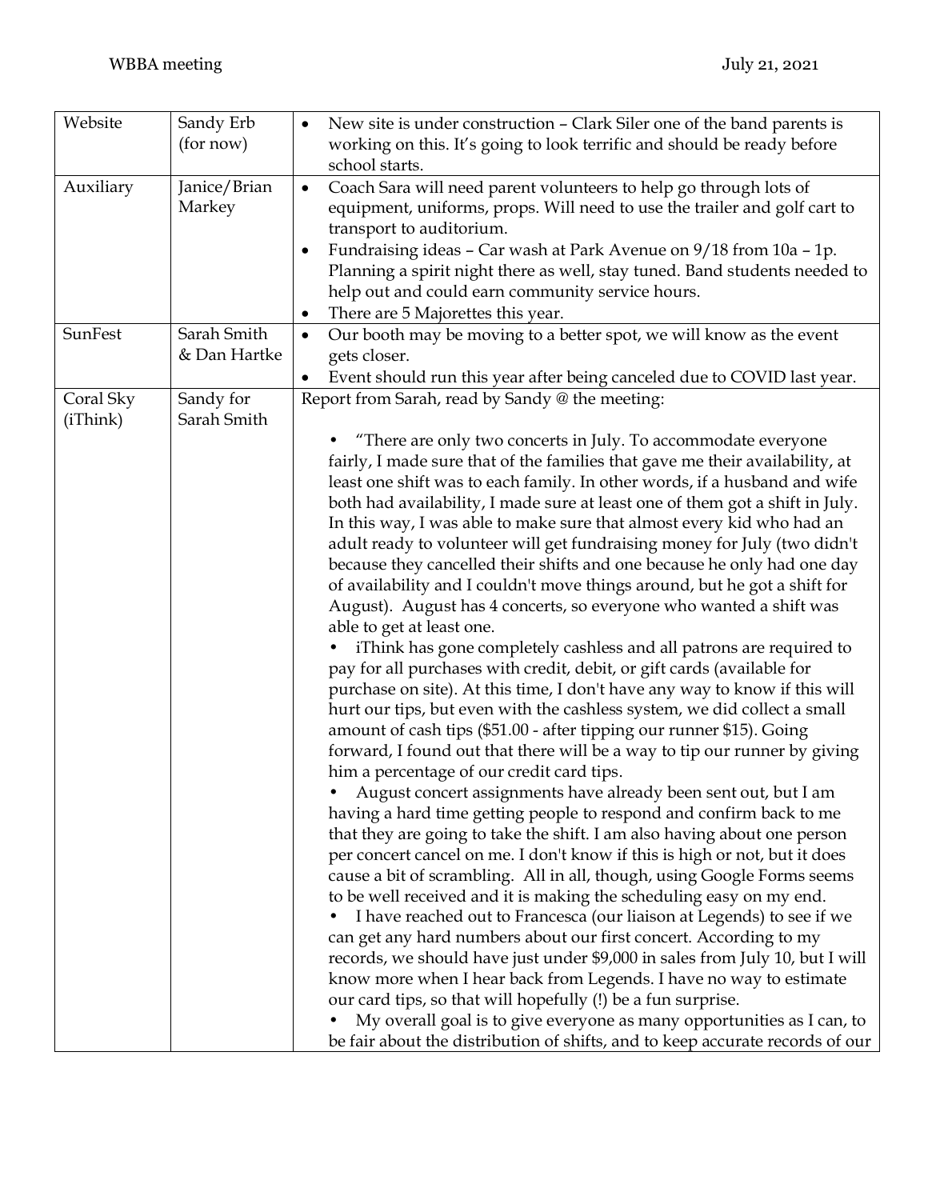WBBA meeting July 21, 2021

| | | |
|---|---|---|
| Website | Sandy Erb (for now) | • New site is under construction – Clark Siler one of the band parents is working on this. It's going to look terrific and should be ready before school starts. |
| Auxiliary | Janice/Brian Markey | • Coach Sara will need parent volunteers to help go through lots of equipment, uniforms, props. Will need to use the trailer and golf cart to transport to auditorium. <br>• Fundraising ideas – Car wash at Park Avenue on 9/18 from 10a – 1p. Planning a spirit night there as well, stay tuned. Band students needed to help out and could earn community service hours. <br>• There are 5 Majorettes this year. |
| SunFest | Sarah Smith & Dan Hartke | • Our booth may be moving to a better spot, we will know as the event gets closer. <br>• Event should run this year after being canceled due to COVID last year. |
| Coral Sky (iThink) | Sandy for Sarah Smith | Report from Sarah, read by Sandy @ the meeting: <br><br>• "There are only two concerts in July. To accommodate everyone fairly, I made sure that of the families that gave me their availability, at least one shift was to each family. In other words, if a husband and wife both had availability, I made sure at least one of them got a shift in July. In this way, I was able to make sure that almost every kid who had an adult ready to volunteer will get fundraising money for July (two didn't because they cancelled their shifts and one because he only had one day of availability and I couldn't move things around, but he got a shift for August). August has 4 concerts, so everyone who wanted a shift was able to get at least one. <br>• iThink has gone completely cashless and all patrons are required to pay for all purchases with credit, debit, or gift cards (available for purchase on site). At this time, I don't have any way to know if this will hurt our tips, but even with the cashless system, we did collect a small amount of cash tips ($51.00 - after tipping our runner $15). Going forward, I found out that there will be a way to tip our runner by giving him a percentage of our credit card tips. <br>• August concert assignments have already been sent out, but I am having a hard time getting people to respond and confirm back to me that they are going to take the shift. I am also having about one person per concert cancel on me. I don't know if this is high or not, but it does cause a bit of scrambling. All in all, though, using Google Forms seems to be well received and it is making the scheduling easy on my end. <br>• I have reached out to Francesca (our liaison at Legends) to see if we can get any hard numbers about our first concert. According to my records, we should have just under $9,000 in sales from July 10, but I will know more when I hear back from Legends. I have no way to estimate our card tips, so that will hopefully (!) be a fun surprise. <br>• My overall goal is to give everyone as many opportunities as I can, to be fair about the distribution of shifts, and to keep accurate records of our |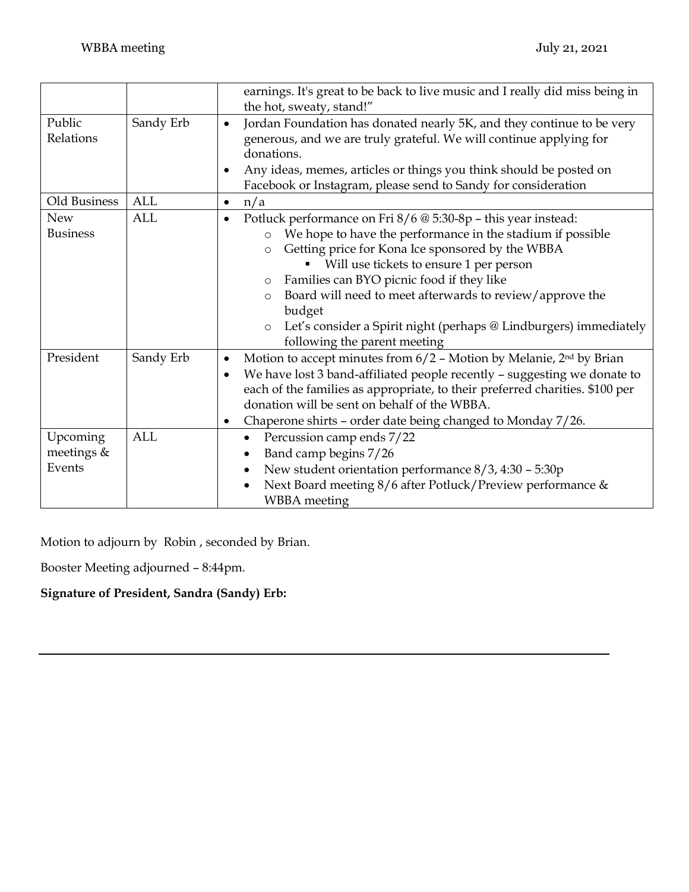| | | |
|---|---|---|
| | | earnings. It's great to be back to live music and I really did miss being in the hot, sweaty, stand!" |
| Public Relations | Sandy Erb | • Jordan Foundation has donated nearly 5K, and they continue to be very generous, and we are truly grateful. We will continue applying for donations.<br>• Any ideas, memes, articles or things you think should be posted on Facebook or Instagram, please send to Sandy for consideration |
| Old Business | ALL | • n/a |
| New Business | ALL | • Potluck performance on Fri 8/6 @ 5:30-8p – this year instead:<br>  o We hope to have the performance in the stadium if possible<br>  o Getting price for Kona Ice sponsored by the WBBA<br>    ▪ Will use tickets to ensure 1 per person<br>  o Families can BYO picnic food if they like<br>  o Board will need to meet afterwards to review/approve the budget<br>  o Let's consider a Spirit night (perhaps @ Lindburgers) immediately following the parent meeting |
| President | Sandy Erb | • Motion to accept minutes from 6/2 – Motion by Melanie, 2nd by Brian<br>• We have lost 3 band-affiliated people recently – suggesting we donate to each of the families as appropriate, to their preferred charities. $100 per donation will be sent on behalf of the WBBA.<br>• Chaperone shirts – order date being changed to Monday 7/26. |
| Upcoming meetings & Events | ALL | • Percussion camp ends 7/22<br>• Band camp begins 7/26<br>• New student orientation performance 8/3, 4:30 – 5:30p<br>• Next Board meeting 8/6 after Potluck/Preview performance & WBBA meeting |

Motion to adjourn by Robin , seconded by Brian.

Booster Meeting adjourned – 8:44pm.

**Signature of President, Sandra (Sandy) Erb:**

_______________________________________________